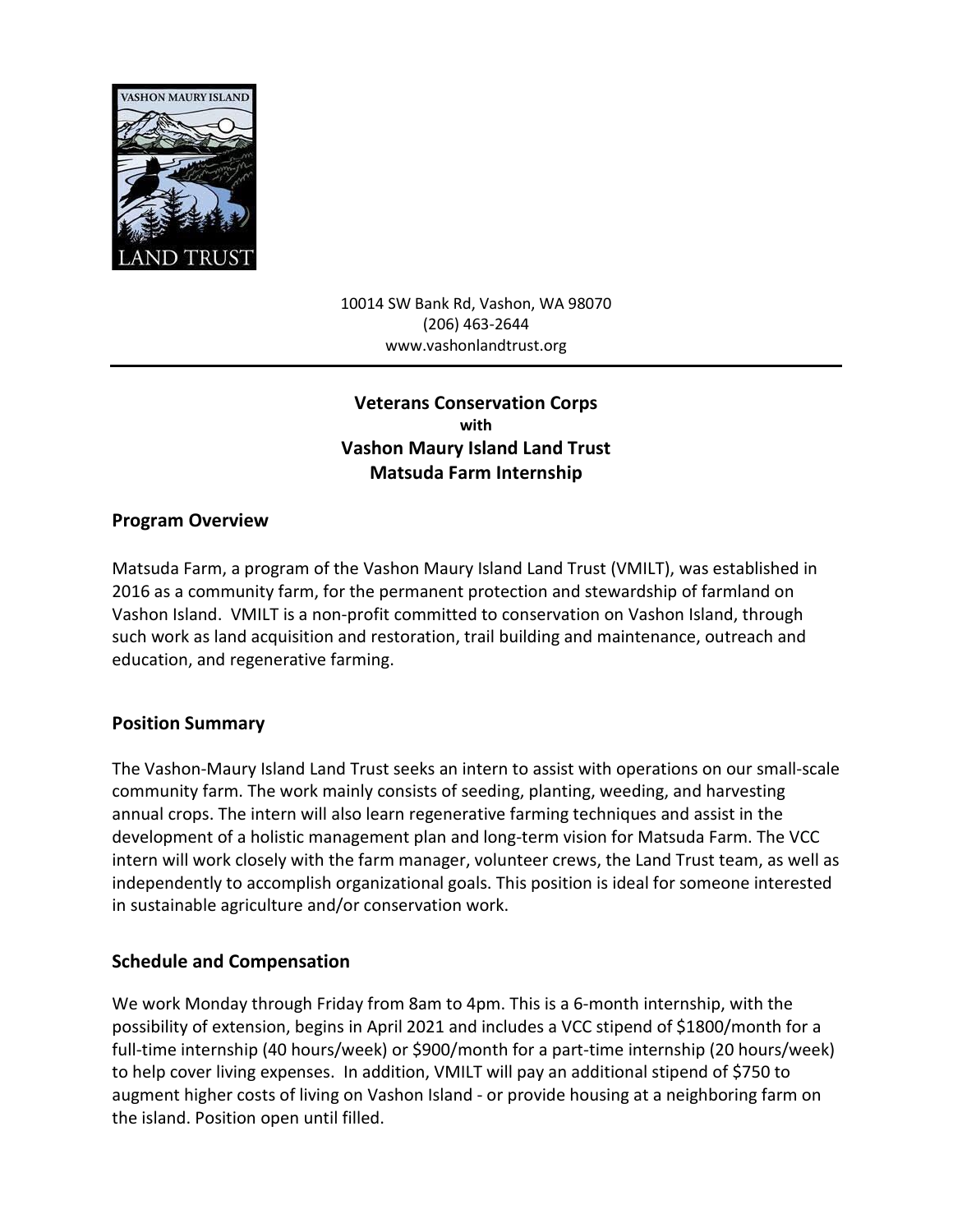10014 SW Bank Rd, Vashon, WA 98070
(206) 463-2644
www.vashonlandtrust.org

---

# Veterans Conservation Corps
**with**
# Vashon Maury Island Land Trust Matsuda Farm Internship

## Program Overview

Matsuda Farm, a program of the Vashon Maury Island Land Trust (VMILT), was established in 2016 as a community farm, for the permanent protection and stewardship of farmland on Vashon Island. VMILT is a non-profit committed to conservation on Vashon Island, through such work as land acquisition and restoration, trail building and maintenance, outreach and education, and regenerative farming.

## Position Summary

The Vashon-Maury Island Land Trust seeks an intern to assist with operations on our small-scale community farm. The work mainly consists of seeding, planting, weeding, and harvesting annual crops. The intern will also learn regenerative farming techniques and assist in the development of a holistic management plan and long-term vision for Matsuda Farm. The VCC intern will work closely with the farm manager, volunteer crews, the Land Trust team, as well as independently to accomplish organizational goals. This position is ideal for someone interested in sustainable agriculture and/or conservation work.

## Schedule and Compensation

We work Monday through Friday from 8am to 4pm. This is a 6-month internship, with the possibility of extension, begins in April 2021 and includes a VCC stipend of $1800/month for a full-time internship (40 hours/week) or $900/month for a part-time internship (20 hours/week) to help cover living expenses. In addition, VMILT will pay an additional stipend of $750 to augment higher costs of living on Vashon Island - or provide housing at a neighboring farm on the island. Position open until filled.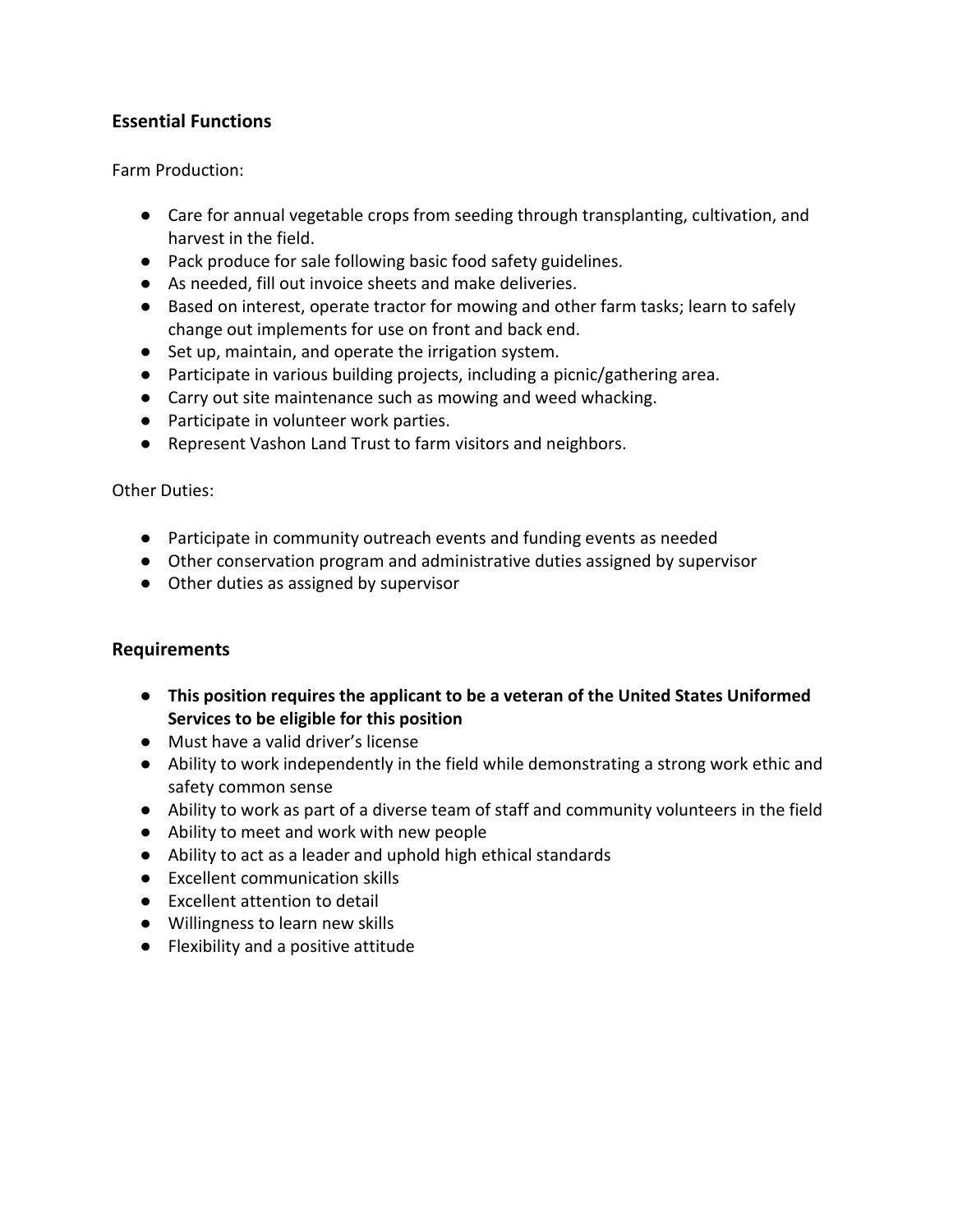## Essential Functions

Farm Production:

- Care for annual vegetable crops from seeding through transplanting, cultivation, and harvest in the field.
- Pack produce for sale following basic food safety guidelines.
- As needed, fill out invoice sheets and make deliveries.
- Based on interest, operate tractor for mowing and other farm tasks; learn to safely change out implements for use on front and back end.
- Set up, maintain, and operate the irrigation system.
- Participate in various building projects, including a picnic/gathering area.
- Carry out site maintenance such as mowing and weed whacking.
- Participate in volunteer work parties.
- Represent Vashon Land Trust to farm visitors and neighbors.

Other Duties:

- Participate in community outreach events and funding events as needed
- Other conservation program and administrative duties assigned by supervisor
- Other duties as assigned by supervisor

## Requirements

- **This position requires the applicant to be a veteran of the United States Uniformed Services to be eligible for this position**
- Must have a valid driver's license
- Ability to work independently in the field while demonstrating a strong work ethic and safety common sense
- Ability to work as part of a diverse team of staff and community volunteers in the field
- Ability to meet and work with new people
- Ability to act as a leader and uphold high ethical standards
- Excellent communication skills
- Excellent attention to detail
- Willingness to learn new skills
- Flexibility and a positive attitude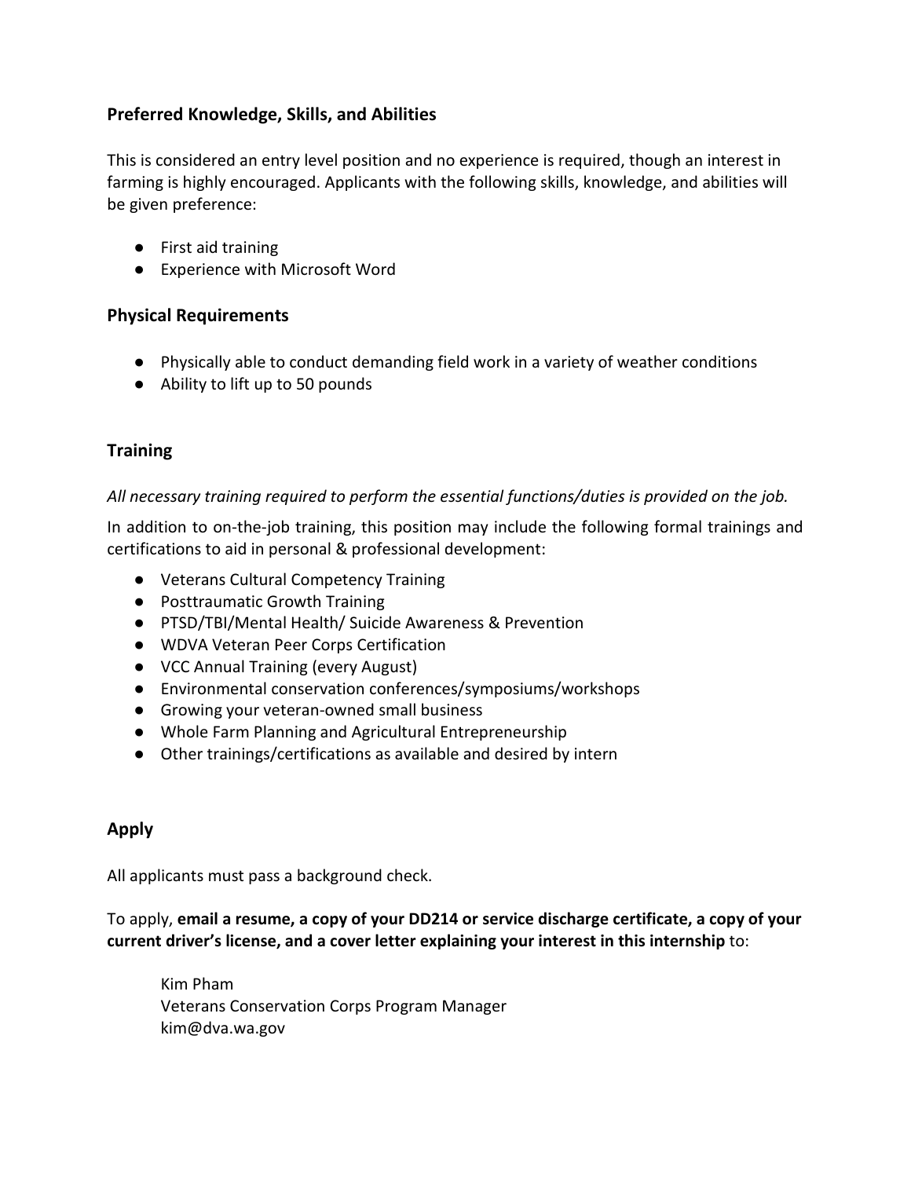### Preferred Knowledge, Skills, and Abilities

This is considered an entry level position and no experience is required, though an interest in farming is highly encouraged. Applicants with the following skills, knowledge, and abilities will be given preference:

- First aid training
- Experience with Microsoft Word

### Physical Requirements

- Physically able to conduct demanding field work in a variety of weather conditions
- Ability to lift up to 50 pounds

### Training

*All necessary training required to perform the essential functions/duties is provided on the job.*

In addition to on-the-job training, this position may include the following formal trainings and certifications to aid in personal & professional development:

- Veterans Cultural Competency Training
- Posttraumatic Growth Training
- PTSD/TBI/Mental Health/ Suicide Awareness & Prevention
- WDVA Veteran Peer Corps Certification
- VCC Annual Training (every August)
- Environmental conservation conferences/symposiums/workshops
- Growing your veteran-owned small business
- Whole Farm Planning and Agricultural Entrepreneurship
- Other trainings/certifications as available and desired by intern

### Apply

All applicants must pass a background check.

To apply, **email a resume, a copy of your DD214 or service discharge certificate, a copy of your current driver's license, and a cover letter explaining your interest in this internship** to:

> Kim Pham
> Veterans Conservation Corps Program Manager
> kim@dva.wa.gov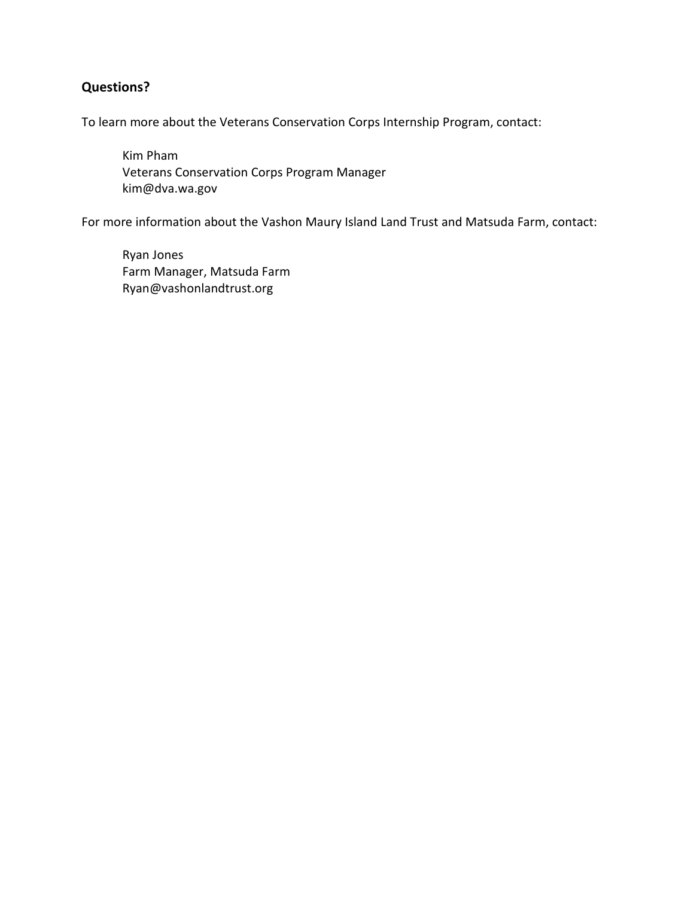## Questions?

To learn more about the Veterans Conservation Corps Internship Program, contact:

> Kim Pham
> Veterans Conservation Corps Program Manager
> kim@dva.wa.gov

For more information about the Vashon Maury Island Land Trust and Matsuda Farm, contact:

> Ryan Jones
> Farm Manager, Matsuda Farm
> Ryan@vashonlandtrust.org